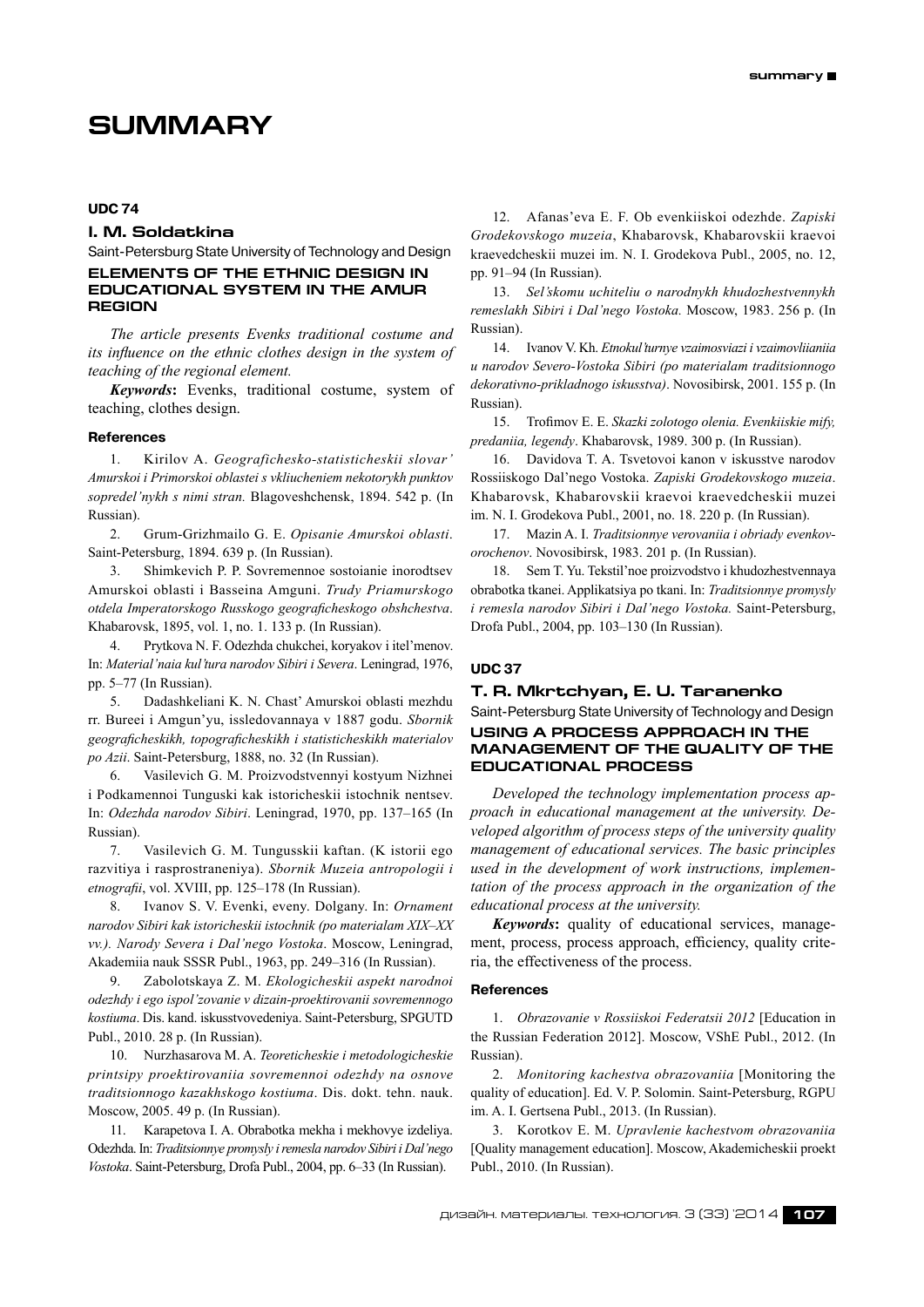# SUMMARY

### UDC 74

**I. M. Soldatkina**

Saint-Petersburg State University of Technology and Design

## ELEMENTS OF THE ETHNIC DESIGN IN EDUCATIONAL SYSTEM IN THE AMUR REGION

*The article presents Evenks traditional costume and its influence on the ethnic clothes design in the system of teaching of the regional element.*

***Keywords*:** Evenks, traditional costume, system of teaching, clothes design.

#### References

1. Kirilov A. *Geografichesko-statisticheskii slovar' Amurskoi i Primorskoi oblastei s vkliucheniem nekotorykh punktov sopredel'nykh s nimi stran.* Blagoveshchensk, 1894. 542 p. (In Russian).
2. Grum-Grizhmailo G. E. *Opisanie Amurskoi oblasti*. Saint-Petersburg, 1894. 639 p. (In Russian).
3. Shimkevich P. P. Sovremennoe sostoianie inorodtsev Amurskoi oblasti i Basseina Amguni. *Trudy Priamurskogo otdela Imperatorskogo Russkogo geograficheskogo obshchestva*. Khabarovsk, 1895, vol. 1, no. 1. 133 p. (In Russian).
4. Prytkova N. F. Odezhda chukchei, koryakov i itel'menov. In: *Material'naia kul'tura narodov Sibiri i Severa*. Leningrad, 1976, pp. 5–77 (In Russian).
5. Dadashkeliani K. N. Chast' Amurskoi oblasti mezhdu rr. Bureei i Amgun'yu, issledovannaya v 1887 godu. *Sbornik geograficheskikh, topograficheskikh i statisticheskikh materialov po Azii*. Saint-Petersburg, 1888, no. 32 (In Russian).
6. Vasilevich G. M. Proizvodstvennyi kostyum Nizhnei i Podkamennoi Tunguski kak istoricheskii istochnik nentsev. In: *Odezhda narodov Sibiri*. Leningrad, 1970, pp. 137–165 (In Russian).
7. Vasilevich G. M. Tungusskii kaftan. (K istorii ego razvitiya i rasprostraneniya). *Sbornik Muzeia antropologii i etnografii*, vol. XVIII, pp. 125–178 (In Russian).
8. Ivanov S. V. Evenki, eveny. Dolgany. In: *Ornament narodov Sibiri kak istoricheskii istochnik (po materialam XIX–XX vv.). Narody Severa i Dal'nego Vostoka*. Moscow, Leningrad, Akademiia nauk SSSR Publ., 1963, pp. 249–316 (In Russian).
9. Zabolotskaya Z. M. *Ekologicheskii aspekt narodnoi odezhdy i ego ispol'zovanie v dizain-proektirovanii sovremennogo kostiuma*. Dis. kand. iskusstvovedeniya. Saint-Petersburg, SPGUTD Publ., 2010. 28 p. (In Russian).
10. Nurzhasarova M. A. *Teoreticheskie i metodologicheskie printsipy proektirovaniia sovremennoi odezhdy na osnove traditsionnogo kazakhskogo kostiuma*. Dis. dokt. tehn. nauk. Moscow, 2005. 49 p. (In Russian).
11. Karapetova I. A. Obrabotka mekha i mekhovye izdeliya. Odezhda. In: *Traditsionnye promysly i remesla narodov Sibiri i Dal'nego Vostoka*. Saint-Petersburg, Drofa Publ., 2004, pp. 6–33 (In Russian).
12. Afanas'eva E. F. Ob evenkiiskoi odezhde. *Zapiski Grodekovskogo muzeia*, Khabarovsk, Khabarovskii kraevoi kraevedcheskii muzei im. N. I. Grodekova Publ., 2005, no. 12, pp. 91–94 (In Russian).
13. *Sel'skomu uchiteliu o narodnykh khudozhestvennykh remeslakh Sibiri i Dal'nego Vostoka.* Moscow, 1983. 256 p. (In Russian).
14. Ivanov V. Kh. *Etnokul'turnye vzaimosviazi i vzaimovliianiia u narodov Severo-Vostoka Sibiri (po materialam traditsionnogo dekorativno-prikladnogo iskusstva)*. Novosibirsk, 2001. 155 p. (In Russian).
15. Trofimov E. E. *Skazki zolotogo olenia. Evenkiiskie mify, predaniia, legendy*. Khabarovsk, 1989. 300 p. (In Russian).
16. Davidova T. A. Tsvetovoi kanon v iskusstve narodov Rossiiskogo Dal'nego Vostoka. *Zapiski Grodekovskogo muzeia*. Khabarovsk, Khabarovskii kraevoi kraevedcheskii muzei im. N. I. Grodekova Publ., 2001, no. 18. 220 p. (In Russian).
17. Mazin A. I. *Traditsionnye verovaniia i obriady evenkov-orochenov*. Novosibirsk, 1983. 201 p. (In Russian).
18. Sem T. Yu. Tekstil'noe proizvodstvo i khudozhestvennaya obrabotka tkanei. Applikatsiya po tkani. In: *Traditsionnye promysly i remesla narodov Sibiri i Dal'nego Vostoka.* Saint-Petersburg, Drofa Publ., 2004, pp. 103–130 (In Russian).

### UDC 37

**T. R. Mkrtchyan, E. U. Taranenko**

Saint-Petersburg State University of Technology and Design

## USING A PROCESS APPROACH IN THE MANAGEMENT OF THE QUALITY OF THE EDUCATIONAL PROCESS

*Developed the technology implementation process approach in educational management at the university. Developed algorithm of process steps of the university quality management of educational services. The basic principles used in the development of work instructions, implementation of the process approach in the organization of the educational process at the university.*

***Keywords*:** quality of educational services, management, process, process approach, efficiency, quality criteria, the effectiveness of the process.

#### References

1. *Obrazovanie v Rossiiskoi Federatsii 2012* [Education in the Russian Federation 2012]. Moscow, VShE Publ., 2012. (In Russian).
2. *Monitoring kachestva obrazovaniia* [Monitoring the quality of education]. Ed. V. P. Solomin. Saint-Petersburg, RGPU im. A. I. Gertsena Publ., 2013. (In Russian).
3. Korotkov E. M. *Upravlenie kachestvom obrazovaniia* [Quality management education]. Moscow, Akademicheskii proekt Publ., 2010. (In Russian).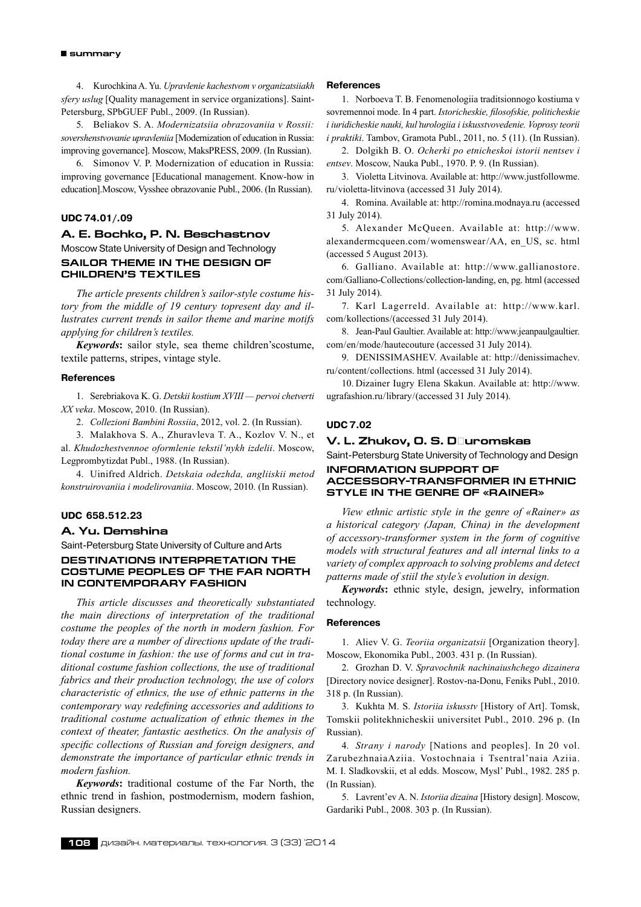4. Kurochkina A. Yu. *Upravlenie kachestvom v organizatsiiakh sfery uslug* [Quality management in service organizations]. Saint-Petersburg, SPbGUEF Publ., 2009. (In Russian).

5. Beliakov S. A. *Modernizatsiia obrazovaniia v Rossii: sovershenstvovanie upravleniia* [Modernization of education in Russia: improving governance]. Moscow, MaksPRESS, 2009. (In Russian).

6. Simonov V. P. Modernization of education in Russia: improving governance [Educational management. Know-how in education].Moscow, Vysshee obrazovanie Publ., 2006. (In Russian).

**UDC 74.01/.09**

## A. E. Bochko, P. N. Beschastnov

Moscow State University of Design and Technology

### SAILOR THEME IN THE DESIGN OF CHILDREN'S TEXTILES

*The article presents children's sailor-style costume history from the middle of 19 century topresent day and illustrates current trends in sailor theme and marine motifs applying for children's textiles.*

***Keywords*:** sailor style, sea theme children'scostume, textile patterns, stripes, vintage style.

#### References

1. Serebriakova K. G. *Detskii kostium XVIII — pervoi chetverti XX veka*. Moscow, 2010. (In Russian).

2. *Collezioni Bambini Rossiia*, 2012, vol. 2. (In Russian).

3. Malakhova S. A., Zhuravleva T. A., Kozlov V. N., et al. *Khudozhestvennoe oformlenie tekstil'nykh izdelii*. Moscow, Legprombytizdat Publ., 1988. (In Russian).

4. Uinifred Aldrich. *Detskaia odezhda, angliiskii metod konstruirovaniia i modelirovaniia*. Moscow, 2010. (In Russian).

**UDC 658.512.23**

## A. Yu. Demshina

Saint-Petersburg State University of Culture and Arts

### DESTINATIONS INTERPRETATION THE COSTUME PEOPLES OF THE FAR NORTH IN CONTEMPORARY FASHION

*This article discusses and theoretically substantiated the main directions of interpretation of the traditional costume the peoples of the north in modern fashion. For today there are a number of directions update of the traditional costume in fashion: the use of forms and cut in traditional costume fashion collections, the use of traditional fabrics and their production technology, the use of colors characteristic of ethnics, the use of ethnic patterns in the contemporary way redefining accessories and additions to traditional costume actualization of ethnic themes in the context of theater, fantastic aesthetics. On the analysis of specific collections of Russian and foreign designers, and demonstrate the importance of particular ethnic trends in modern fashion.*

***Keywords*:** traditional costume of the Far North, the ethnic trend in fashion, postmodernism, modern fashion, Russian designers.

#### References

1. Norboeva T. B. Fenomenologiia traditsionnogo kostiuma v sovremennoi mode. In 4 part. *Istoricheskie, filosofskie, politicheskie i iuridicheskie nauki, kul'turologiia i iskusstvovedenie. Voprosy teorii i praktiki*. Tambov, Gramota Publ., 2011, no. 5 (11). (In Russian).

2. Dolgikh B. O. *Ocherki po etnicheskoi istorii nentsev i entsev*. Moscow, Nauka Publ., 1970. P. 9. (In Russian).

3. Violetta Litvinova. Available at: http://www.justfollowme.ru/violetta-litvinova (accessed 31 July 2014).

4. Romina. Available at: http://romina.modnaya.ru (accessed 31 July 2014).

5. Alexander McQueen. Available at: http://www.alexandermcqueen.com/womenswear/AA, en_US, sc. html (accessed 5 August 2013).

6. Galliano. Available at: http://www.gallianostore.com/Galliano-Collections/collection-landing, en, pg. html (accessed 31 July 2014).

7. Karl Lagerreld. Available at: http://www.karl.com/kollections/(accessed 31 July 2014).

8. Jean-Paul Gaultier. Available at: http://www.jeanpaulgaultier.com/en/mode/hautecouture (accessed 31 July 2014).

9. DENISSIMASHEV. Available at: http://denissimachev.ru/content/collections. html (accessed 31 July 2014).

10. Dizainer Iugry Elena Skakun. Available at: http://www.ugrafashion.ru/library/(accessed 31 July 2014).

**UDC 7.02**

## V. L. Zhukov, O. S. D uromskaв

Saint-Petersburg State University of Technology and Design

### INFORMATION SUPPORT OF ACCESSORY-TRANSFORMER IN ETHNIC STYLE IN THE GENRE OF «RAINER»

*View ethnic artistic style in the genre of «Rainer» as a historical category (Japan, China) in the development of accessory-transformer system in the form of cognitive models with structural features and all internal links to a variety of complex approach to solving problems and detect patterns made of stiil the style's evolution in design.*

***Keywords*:** ethnic style, design, jewelry, information technology.

#### References

1. Aliev V. G. *Teoriia organizatsii* [Organization theory]. Moscow, Ekonomika Publ., 2003. 431 p. (In Russian).

2. Grozhan D. V. *Spravochnik nachinaiushchego dizainera* [Directory novice designer]. Rostov-na-Donu, Feniks Publ., 2010. 318 p. (In Russian).

3. Kukhta M. S. *Istoriia iskusstv* [History of Art]. Tomsk, Tomskii politekhnicheskii universitet Publ., 2010. 296 p. (In Russian).

4. *Strany i narody* [Nations and peoples]. In 20 vol. ZarubezhnaiaAziia. Vostochnaia i Tsentral'naia Aziia. M. I. Sladkovskii, et al edds. Moscow, Mysl' Publ., 1982. 285 p. (In Russian).

5. Lavrent'ev A. N. *Istoriia dizaina* [History design]. Moscow, Gardariki Publ., 2008. 303 p. (In Russian).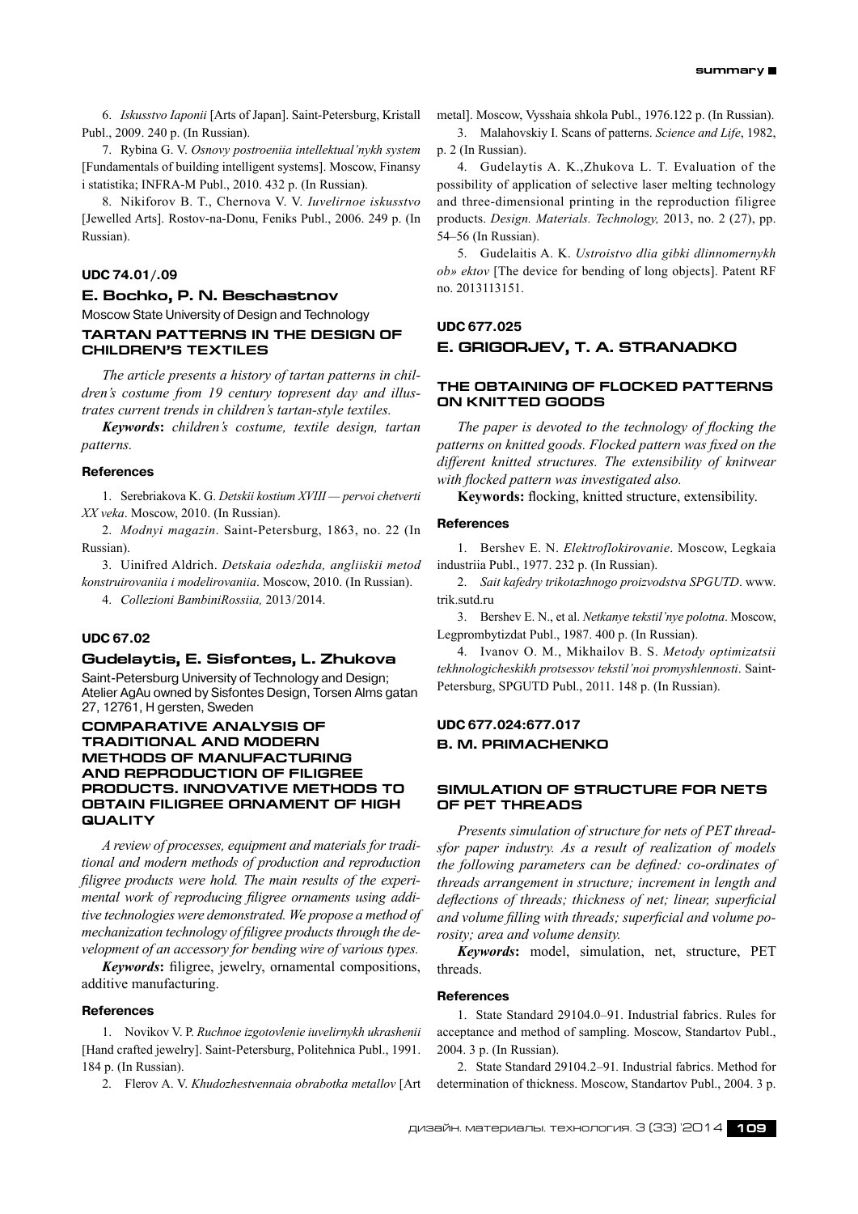6. *Iskusstvo Iaponii* [Arts of Japan]. Saint-Petersburg, Kristall Publ., 2009. 240 p. (In Russian).

7. Rybina G. V. *Osnovy postroeniia intellektual'nykh system* [Fundamentals of building intelligent systems]. Moscow, Finansy i statistika; INFRA-M Publ., 2010. 432 p. (In Russian).

8. Nikiforov B. T., Chernova V. V. *Iuvelirnoe iskusstvo* [Jewelled Arts]. Rostov-na-Donu, Feniks Publ., 2006. 249 p. (In Russian).

### UDC 74.01/.09

### E. Bochko, P. N. Beschastnov

Moscow State University of Design and Technology

## TARTAN PATTERNS IN THE DESIGN OF CHILDREN'S TEXTILES

*The article presents a history of tartan patterns in children's costume from 19 century topresent day and illustrates current trends in children's tartan-style textiles.*

***Keywords*****:** *children's costume, textile design, tartan patterns.*

#### References

1. Serebriakova K. G. *Detskii kostium XVIII — pervoi chetverti XX veka*. Moscow, 2010. (In Russian).

2. *Modnyi magazin*. Saint-Petersburg, 1863, no. 22 (In Russian).

3. Uinifred Aldrich. *Detskaia odezhda, angliiskii metod konstruirovaniia i modelirovaniia*. Moscow, 2010. (In Russian).

4. *Collezioni BambiniRossiia,* 2013/2014.

### UDC 67.02

### Gudelaytis, E. Sisfontes, L. Zhukova

Saint-Petersburg University of Technology and Design; Atelier AgAu owned by Sisfontes Design, Torsen Alms gatan 27, 12761, H gersten, Sweden

## COMPARATIVE ANALYSIS OF TRADITIONAL AND MODERN METHODS OF MANUFACTURING AND REPRODUCTION OF FILIGREE PRODUCTS. INNOVATIVE METHODS TO OBTAIN FILIGREE ORNAMENT OF HIGH QUALITY

*A review of processes, equipment and materials for traditional and modern methods of production and reproduction filigree products were hold. The main results of the experimental work of reproducing filigree ornaments using additive technologies were demonstrated. We propose a method of mechanization technology of filigree products through the development of an accessory for bending wire of various types.*

***Keywords*****:** filigree, jewelry, ornamental compositions, additive manufacturing.

#### References

1. Novikov V. P. *Ruchnoe izgotovlenie iuvelirnykh ukrashenii* [Hand crafted jewelry]. Saint-Petersburg, Politehnica Publ., 1991. 184 p. (In Russian).

2. Flerov A. V. *Khudozhestvennaia obrabotka metallov* [Art metal]. Moscow, Vysshaia shkola Publ., 1976.122 p. (In Russian).

3. Malahovskiy I. Scans of patterns. *Science and Life*, 1982, p. 2 (In Russian).

4. Gudelaytis A. K.,Zhukova L. T. Evaluation of the possibility of application of selective laser melting technology and three-dimensional printing in the reproduction filigree products. *Design. Materials. Technology,* 2013, no. 2 (27), pp. 54–56 (In Russian).

5. Gudelaitis A. K. *Ustroistvo dlia gibki dlinnomernykh ob» ektov* [The device for bending of long objects]. Patent RF no. 2013113151.

### UDC 677.025

### E. GRIGORJEV, T. A. STRANADKO

## THE OBTAINING OF FLOCKED PATTERNS ON KNITTED GOODS

*The paper is devoted to the technology of flocking the patterns on knitted goods. Flocked pattern was fixed on the different knitted structures. The extensibility of knitwear with flocked pattern was investigated also.*

**Keywords:** flocking, knitted structure, extensibility.

#### References

1. Bershev E. N. *Elektroflokirovanie*. Moscow, Legkaia industriia Publ., 1977. 232 p. (In Russian).

2. *Sait kafedry trikotazhnogo proizvodstva SPGUTD*. www.trik.sutd.ru

3. Bershev E. N., et al. *Netkanye tekstil'nye polotna*. Moscow, Legprombytizdat Publ., 1987. 400 p. (In Russian).

4. Ivanov O. M., Mikhailov B. S. *Metody optimizatsii tekhnologicheskikh protsessov tekstil'noi promyshlennosti*. Saint-Petersburg, SPGUTD Publ., 2011. 148 p. (In Russian).

### UDC 677.024:677.017

### B. M. PRIMACHENKO

## SIMULATION OF STRUCTURE FOR NETS OF PET THREADS

*Presents simulation of structure for nets of PET threadsfor paper industry. As a result of realization of models the following parameters can be defined: co-ordinates of threads arrangement in structure; increment in length and deflections of threads; thickness of net; linear, superficial and volume filling with threads; superficial and volume porosity; area and volume density.*

***Keywords*****:** model, simulation, net, structure, PET threads.

#### References

1. State Standard 29104.0–91. Industrial fabrics. Rules for acceptance and method of sampling. Moscow, Standartov Publ., 2004. 3 p. (In Russian).

2. State Standard 29104.2–91. Industrial fabrics. Method for determination of thickness. Moscow, Standartov Publ., 2004. 3 p.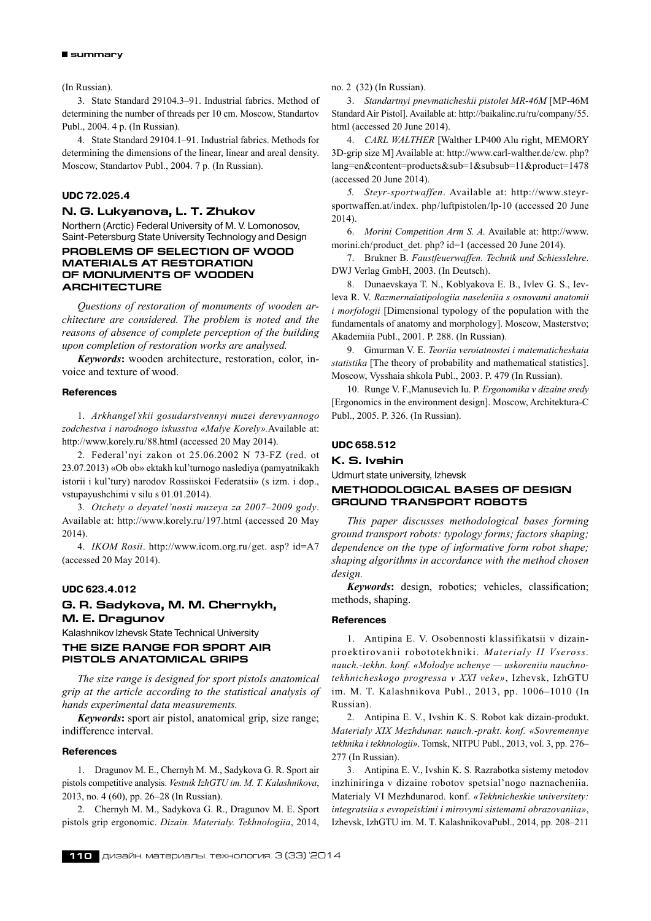(In Russian).

3. State Standard 29104.3–91. Industrial fabrics. Method of determining the number of threads per 10 cm. Moscow, Standartov Publ., 2004. 4 p. (In Russian).

4. State Standard 29104.1–91. Industrial fabrics. Methods for determining the dimensions of the linear, linear and areal density. Moscow, Standartov Publ., 2004. 7 p. (In Russian).

#### UDC 72.025.4

### N. G. Lukyanova, L. T. Zhukov

Northern (Arctic) Federal University of M. V. Lomonosov, Saint-Petersburg State University Technology and Design

## PROBLEMS OF SELECTION OF WOOD MATERIALS AT RESTORATION OF MONUMENTS OF WOODEN ARCHITECTURE

*Questions of restoration of monuments of wooden architecture are considered. The problem is noted and the reasons of absence of complete perception of the building upon completion of restoration works are analysed.*

***Keywords*:** wooden architecture, restoration, color, invoice and texture of wood.

#### References

1. *Arkhangel'skii gosudarstvennyi muzei derevyannogo zodchestva i narodnogo iskusstva «Malye Korely».*Available at: http://www.korely.ru/88.html (accessed 20 May 2014).

2. Federal'nyi zakon ot 25.06.2002 N 73-FZ (red. ot 23.07.2013) «Ob ob» ektakh kul'turnogo naslediya (pamyatnikakh istorii i kul'tury) narodov Rossiiskoi Federatsii» (s izm. i dop., vstupayushchimi v silu s 01.01.2014).

3. *Otchety o deyatel'nosti muzeya za 2007–2009 gody*. Available at: http://www.korely.ru/197.html (accessed 20 May 2014).

4. *IKOM Rosii*. http://www.icom.org.ru/get. asp? id=A7 (accessed 20 May 2014).

#### UDC 623.4.012

### G. R. Sadykova, M. M. Chernykh, M. E. Dragunov

Kalashnikov Izhevsk State Technical University

## THE SIZE RANGE FOR SPORT AIR PISTOLS ANATOMICAL GRIPS

*The size range is designed for sport pistols anatomical grip at the article according to the statistical analysis of hands experimental data measurements.*

***Keywords*:** sport air pistol, anatomical grip, size range; indifference interval.

#### References

1. Dragunov M. E., Chernyh M. M., Sadykova G. R. Sport air pistols competitive analysis. *Vestnik IzhGTU im. M. T. Kalashnikova*, 2013, no. 4 (60), pp. 26–28 (In Russian).

2. Chernyh M. M., Sadykova G. R., Dragunov M. E. Sport pistols grip ergonomic. *Dizain. Materialy. Tekhnologiia*, 2014, no. 2 (32) (In Russian).

3. *Standartnyi pnevmaticheskii pistolet MR-46M* [MP-46M Standard Air Pistol]. Available at: http://baikalinc.ru/ru/company/55.html (accessed 20 June 2014).

4. *CARL WALTHER* [Walther LP400 Alu right, MEMORY 3D-grip size M] Available at: http://www.carl-walther.de/cw. php?lang=en&content=products&sub=1&subsub=11&product=1478 (accessed 20 June 2014).

5. *Steyr-sportwaffen*. Available at: http://www.steyr-sportwaffen.at/index. php/luftpistolen/lp-10 (accessed 20 June 2014).

6. *Morini Competition Arm S. A.* Available at: http://www.morini.ch/product_det. php? id=1 (accessed 20 June 2014).

7. Brukner B. *Faustfeuerwaffen. Technik und Schiesslehre*. DWJ Verlag GmbH, 2003. (In Deutsch).

8. Dunaevskaya T. N., Koblyakova E. B., Ivlev G. S., Ievleva R. V. *Razmernaiatipologiia naseleniia s osnovami anatomii i morfologii* [Dimensional typology of the population with the fundamentals of anatomy and morphology]. Moscow, Masterstvo; Akademiia Publ., 2001. P. 288. (In Russian).

9. Gmurman V. E. *Teoriia veroiatnostei i matematicheskaia statistika* [The theory of probability and mathematical statistics]. Moscow, Vysshaia shkola Publ., 2003. P. 479 (In Russian).

10. Runge V. F.,Manusevich Iu. P. *Ergonomika v dizaine sredy* [Ergonomics in the environment design]. Moscow, Architektura-C Publ., 2005. P. 326. (In Russian).

#### UDC 658.512

### K. S. Ivshin

Udmurt state university, Izhevsk

## METHODOLOGICAL BASES OF DESIGN GROUND TRANSPORT ROBOTS

*This paper discusses methodological bases forming ground transport robots: typology forms; factors shaping; dependence on the type of informative form robot shape; shaping algorithms in accordance with the method chosen design.*

***Keywords*:** design, robotics; vehicles, classification; methods, shaping.

#### References

1. Antipina E. V. Osobennosti klassifikatsii v dizain-proektirovanii robototekhniki. *Materialy II Vseross. nauch.-tekhn. konf. «Molodye uchenye — uskoreniiu nauchno-tekhnicheskogo progressa v XXI veke»*, Izhevsk, IzhGTU im. M. T. Kalashnikova Publ., 2013, pp. 1006–1010 (In Russian).

2. Antipina E. V., Ivshin K. S. Robot kak dizain-produkt. *Materialy XIX Mezhdunar. nauch.-prakt. konf. «Sovremennye tekhnika i tekhnologii»*. Tomsk, NITPU Publ., 2013, vol. 3, pp. 276–277 (In Russian).

3. Antipina E. V., Ivshin K. S. Razrabotka sistemy metodov inzhiniringa v dizaine robotov spetsial'nogo naznacheniia. Materialy VI Mezhdunarod. konf. *«Tekhnicheskie universitety: integratsiia s evropeiskimi i mirovymi sistemami obrazovaniia»*, Izhevsk, IzhGTU im. M. T. KalashnikovaPubl., 2014, pp. 208–211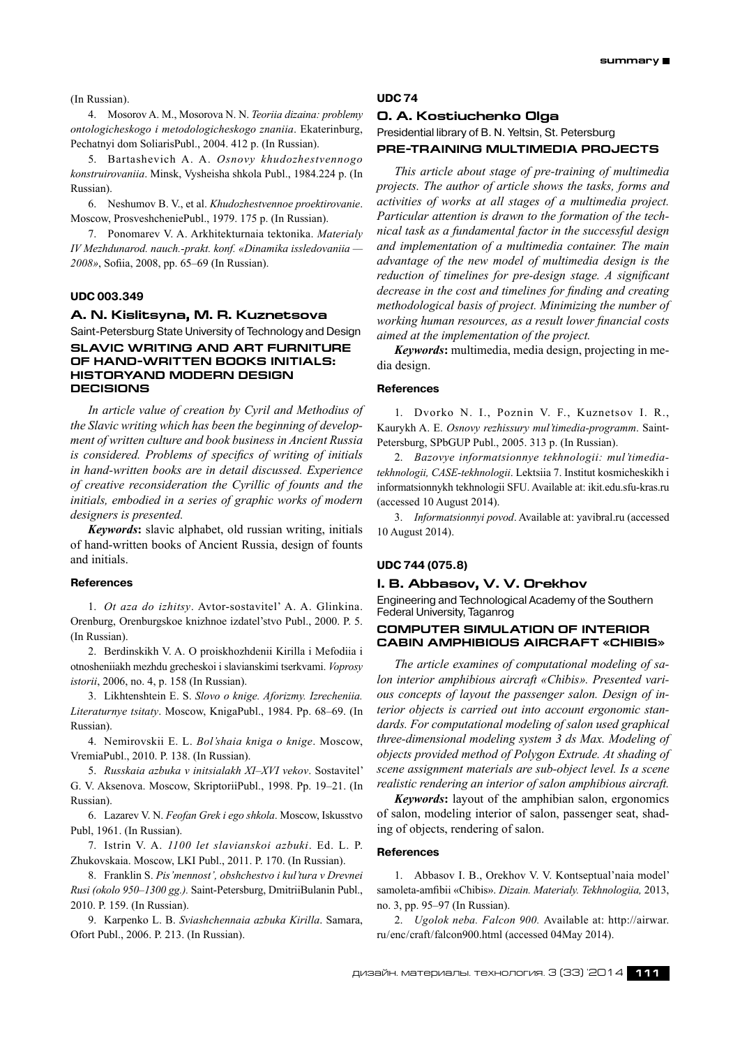(In Russian).

4. Mosorov A. M., Mosorova N. N. *Teoriia dizaina: problemy ontologicheskogo i metodologicheskogo znaniia*. Ekaterinburg, Pechatnyi dom SoliarisPubl., 2004. 412 p. (In Russian).

5. Bartashevich A. A. *Osnovy khudozhestvennogo konstruirovaniia*. Minsk, Vysheisha shkola Publ., 1984.224 p. (In Russian).

6. Neshumov B. V., et al. *Khudozhestvennoe proektirovanie*. Moscow, ProsveshcheniePubl., 1979. 175 p. (In Russian).

7. Ponomarev V. A. Arkhitekturnaia tektonika. *Materialy IV Mezhdunarod. nauch.-prakt. konf. «Dinamika issledovaniia — 2008»*, Sofiia, 2008, pp. 65–69 (In Russian).

**UDC 003.349**

## A. N. Kislitsyna, M. R. Kuznetsova

Saint-Petersburg State University of Technology and Design

### SLAVIC WRITING AND ART FURNITURE OF HAND-WRITTEN BOOKS INITIALS: HISTORYAND MODERN DESIGN DECISIONS

*In article value of creation by Cyril and Methodius of the Slavic writing which has been the beginning of development of written culture and book business in Ancient Russia is considered. Problems of specifics of writing of initials in hand-written books are in detail discussed. Experience of creative reconsideration the Cyrillic of founts and the initials, embodied in a series of graphic works of modern designers is presented.*

***Keywords*:** slavic alphabet, old russian writing, initials of hand-written books of Ancient Russia, design of founts and initials.

#### References

1. *Ot aza do izhitsy*. Avtor-sostavitel' A. A. Glinkina. Orenburg, Orenburgskoe knizhnoe izdatel'stvo Publ., 2000. P. 5. (In Russian).

2. Berdinskikh V. A. O proiskhozhdenii Kirilla i Mefodiia i otnosheniiakh mezhdu grecheskoi i slavianskimi tserkvami. *Voprosy istorii*, 2006, no. 4, p. 158 (In Russian).

3. Likhtenshtein E. S. *Slovo o knige. Aforizmy. Izrecheniia. Literaturnye tsitaty*. Moscow, KnigaPubl., 1984. Pp. 68–69. (In Russian).

4. Nemirovskii E. L. *Bol'shaia kniga o knige*. Moscow, VremiaPubl., 2010. P. 138. (In Russian).

5. *Russkaia azbuka v initsialakh XI–XVI vekov*. Sostavitel' G. V. Aksenova. Moscow, SkriptoriiPubl., 1998. Pp. 19–21. (In Russian).

6. Lazarev V. N. *Feofan Grek i ego shkola*. Moscow, Iskusstvo Publ, 1961. (In Russian).

7. Istrin V. A. *1100 let slavianskoi azbuki*. Ed. L. P. Zhukovskaia. Moscow, LKI Publ., 2011. P. 170. (In Russian).

8. Franklin S. *Pis'mennost', obshchestvo i kul'tura v Drevnei Rusi (okolo 950–1300 gg.)*. Saint-Petersburg, DmitriiBulanin Publ., 2010. P. 159. (In Russian).

9. Karpenko L. B. *Sviashchennaia azbuka Kirilla*. Samara, Ofort Publ., 2006. P. 213. (In Russian).

**UDC 74**

## O. A. Kostiuchenko Olga

Presidential library of B. N. Yeltsin, St. Petersburg

### PRE-TRAINING MULTIMEDIA PROJECTS

*This article about stage of pre-training of multimedia projects. The author of article shows the tasks, forms and activities of works at all stages of a multimedia project. Particular attention is drawn to the formation of the technical task as a fundamental factor in the successful design and implementation of a multimedia container. The main advantage of the new model of multimedia design is the reduction of timelines for pre-design stage. A significant decrease in the cost and timelines for finding and creating methodological basis of project. Minimizing the number of working human resources, as a result lower financial costs aimed at the implementation of the project.*

***Keywords*:** multimedia, media design, projecting in media design.

#### References

1. Dvorko N. I., Poznin V. F., Kuznetsov I. R., Kaurykh A. E. *Osnovy rezhissury mul'timedia-programm*. Saint-Petersburg, SPbGUP Publ., 2005. 313 p. (In Russian).

2. *Bazovye informatsionnye tekhnologii: mul'timedia-tekhnologii, CASE-tekhnologii*. Lektsiia 7. Institut kosmicheskikh i informatsionnykh tekhnologii SFU. Available at: ikit.edu.sfu-kras.ru (accessed 10 August 2014).

3. *Informatsionnyi povod*. Available at: yavibral.ru (accessed 10 August 2014).

**UDC 744 (075.8)**

## I. B. Abbasov, V. V. Orekhov

Engineering and Technological Academy of the Southern Federal University, Taganrog

### COMPUTER SIMULATION OF INTERIOR CABIN AMPHIBIOUS AIRCRAFT «CHIBIS»

*The article examines of computational modeling of salon interior amphibious aircraft «Chibis». Presented various concepts of layout the passenger salon. Design of interior objects is carried out into account ergonomic standards. For computational modeling of salon used graphical three-dimensional modeling system 3 ds Max. Modeling of objects provided method of Polygon Extrude. At shading of scene assignment materials are sub-object level. Is a scene realistic rendering an interior of salon amphibious aircraft.*

***Keywords*:** layout of the amphibian salon, ergonomics of salon, modeling interior of salon, passenger seat, shading of objects, rendering of salon.

#### References

1. Abbasov I. B., Orekhov V. V. Kontseptual'naia model' samoleta-amfibii «Chibis». *Dizain. Materialy. Tekhnologiia,* 2013, no. 3, pp. 95–97 (In Russian).

2. *Ugolok neba. Falcon 900.* Available at: http://airwar.ru/enc/craft/falcon900.html (accessed 04May 2014).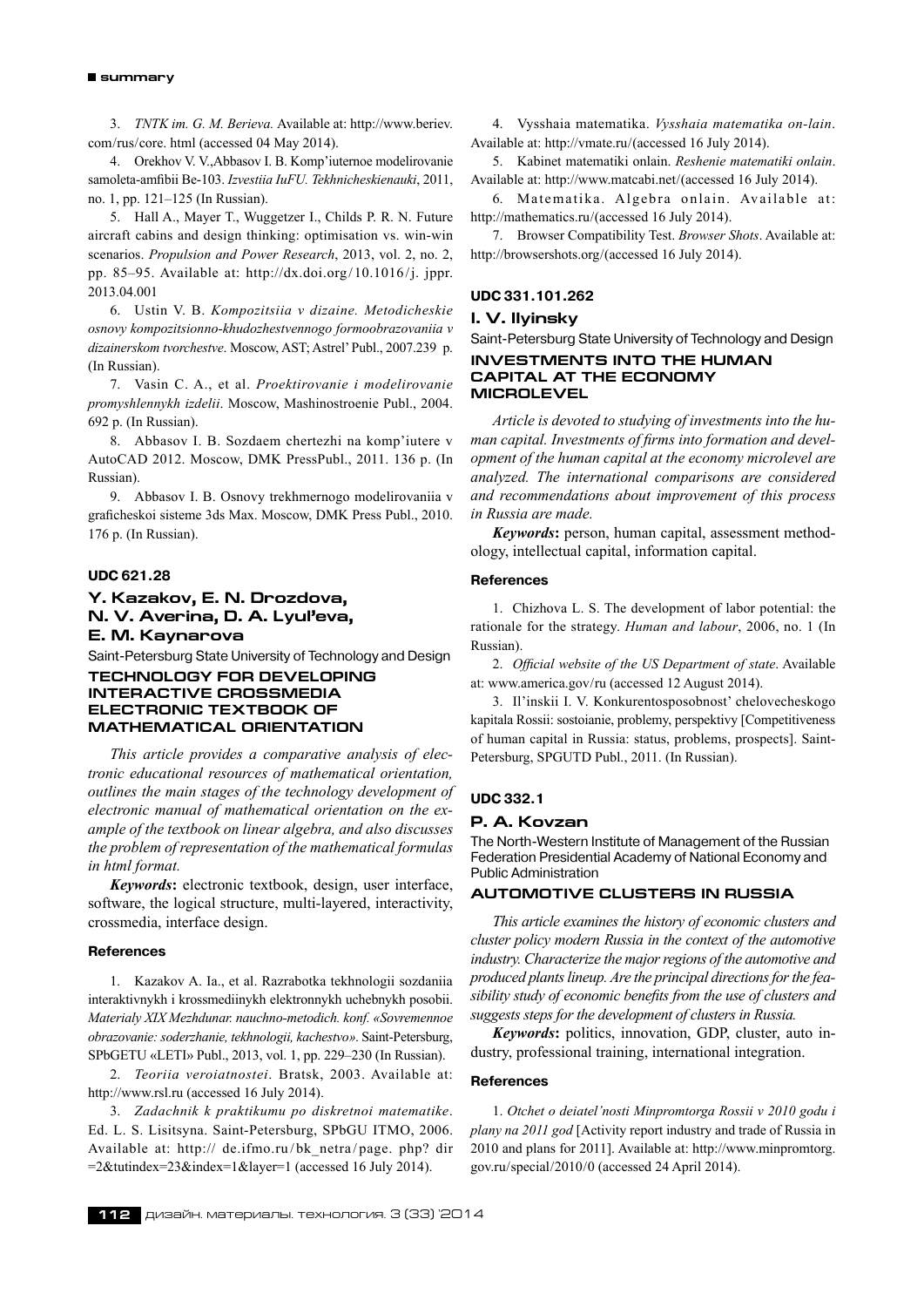3. *TNTK im. G. M. Berieva.* Available at: http://www.beriev.com/rus/core. html (accessed 04 May 2014).

4. Orekhov V. V.,Abbasov I. B. Komp'iuternoe modelirovanie samoleta-amfibii Be-103. *Izvestiia IuFU. Tekhnicheskienauki*, 2011, no. 1, pp. 121–125 (In Russian).

5. Hall A., Mayer T., Wuggetzer I., Childs P. R. N. Future aircraft cabins and design thinking: optimisation vs. win-win scenarios. *Propulsion and Power Research*, 2013, vol. 2, no. 2, pp. 85–95. Available at: http://dx.doi.org/10.1016/j. jppr. 2013.04.001

6. Ustin V. B. *Kompozitsiia v dizaine. Metodicheskie osnovy kompozitsionno-khudozhestvennogo formoobrazovaniia v dizainerskom tvorchestve*. Moscow, AST; Astrel' Publ., 2007.239 p. (In Russian).

7. Vasin C. A., et al. *Proektirovanie i modelirovanie promyshlennykh izdelii*. Moscow, Mashinostroenie Publ., 2004. 692 p. (In Russian).

8. Abbasov I. B. Sozdaem chertezhi na komp'iutere v AutoCAD 2012. Moscow, DMK PressPubl., 2011. 136 p. (In Russian).

9. Abbasov I. B. Osnovy trekhmernogo modelirovaniia v graficheskoi sisteme 3ds Max. Moscow, DMK Press Publ., 2010. 176 p. (In Russian).

#### UDC 621.28

### Y. Kazakov, E. N. Drozdova, N. V. Averina, D. A. Lyul'eva, E. M. Kaynarova

Saint-Petersburg State University of Technology and Design

## TECHNOLOGY FOR DEVELOPING INTERACTIVE CROSSMEDIA ELECTRONIC TEXTBOOK OF MATHEMATICAL ORIENTATION

*This article provides a comparative analysis of electronic educational resources of mathematical orientation, outlines the main stages of the technology development of electronic manual of mathematical orientation on the example of the textbook on linear algebra, and also discusses the problem of representation of the mathematical formulas in html format.*

***Keywords*:** electronic textbook, design, user interface, software, the logical structure, multi-layered, interactivity, crossmedia, interface design.

#### References

1. Kazakov A. Ia., et al. Razrabotka tekhnologii sozdaniia interaktivnykh i krossmediinykh elektronnykh uchebnykh posobii. *Materialy XIX Mezhdunar. nauchno-metodich. konf. «Sovremennoe obrazovanie: soderzhanie, tekhnologii, kachestvo»*. Saint-Petersburg, SPbGETU «LETI» Publ., 2013, vol. 1, pp. 229–230 (In Russian).

2. *Teoriia veroiatnostei*. Bratsk, 2003. Available at: http://www.rsl.ru (accessed 16 July 2014).

3. *Zadachnik k praktikumu po diskretnoi matematike*. Ed. L. S. Lisitsyna. Saint-Petersburg, SPbGU ITMO, 2006. Available at: http:// de.ifmo.ru/bk_netra/page. php? dir =2&tutindex=23&index=1&layer=1 (accessed 16 July 2014).

4. Vysshaia matematika. *Vysshaia matematika on-lain*. Available at: http://vmate.ru/(accessed 16 July 2014).

5. Kabinet matematiki onlain. *Reshenie matematiki onlain*. Available at: http://www.matcabi.net/(accessed 16 July 2014).

6. Matematika. Algebra onlain. Available at: http://mathematics.ru/(accessed 16 July 2014).

7. Browser Compatibility Test. *Browser Shots*. Available at: http://browsershots.org/(accessed 16 July 2014).

#### UDC 331.101.262

### I. V. Ilyinsky

Saint-Petersburg State University of Technology and Design

## INVESTMENTS INTO THE HUMAN CAPITAL AT THE ECONOMY MICROLEVEL

*Article is devoted to studying of investments into the human capital. Investments of firms into formation and development of the human capital at the economy microlevel are analyzed. The international comparisons are considered and recommendations about improvement of this process in Russia are made.*

***Keywords*:** person, human capital, assessment methodology, intellectual capital, information capital.

#### References

1. Chizhova L. S. The development of labor potential: the rationale for the strategy. *Human and labour*, 2006, no. 1 (In Russian).

2. *Official website of the US Department of state*. Available at: www.america.gov/ru (accessed 12 August 2014).

3. Il'inskii I. V. Konkurentosposobnost' chelovecheskogo kapitala Rossii: sostoianie, problemy, perspektivy [Competitiveness of human capital in Russia: status, problems, prospects]. Saint-Petersburg, SPGUTD Publ., 2011. (In Russian).

#### UDC 332.1

### P. A. Kovzan

The North-Western Institute of Management of the Russian Federation Presidential Academy of National Economy and Public Administration

## AUTOMOTIVE CLUSTERS IN RUSSIA

*This article examines the history of economic clusters and cluster policy modern Russia in the context of the automotive industry. Characterize the major regions of the automotive and produced plants lineup. Are the principal directions for the feasibility study of economic benefits from the use of clusters and suggests steps for the development of clusters in Russia.*

***Keywords*:** politics, innovation, GDP, cluster, auto industry, professional training, international integration.

#### References

1. *Otchet o deiatel'nosti Minpromtorga Rossii v 2010 godu i plany na 2011 god* [Activity report industry and trade of Russia in 2010 and plans for 2011]. Available at: http://www.minpromtorg.gov.ru/special/2010/0 (accessed 24 April 2014).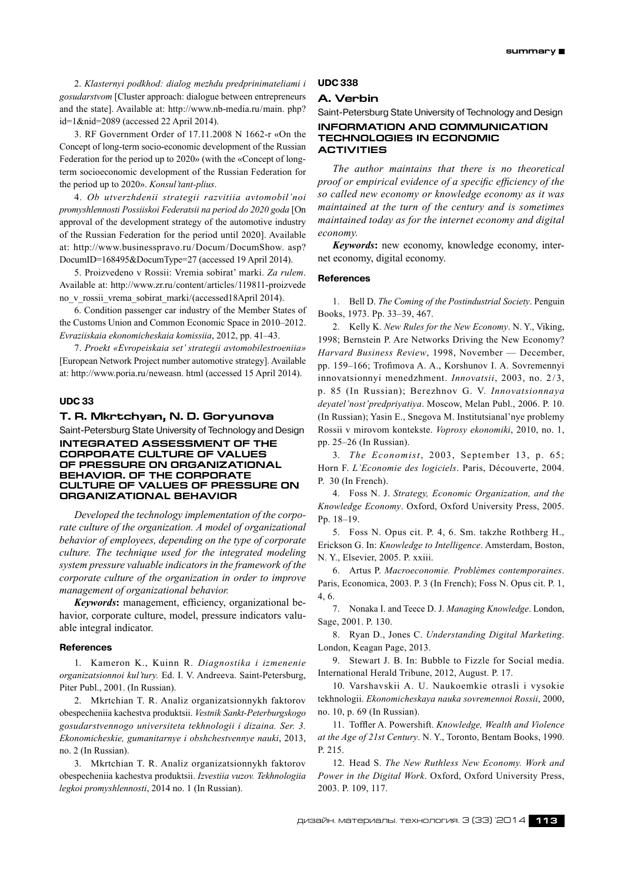2. *Klasternyi podkhod: dialog mezhdu predprinimateliami i gosudarstvom* [Cluster approach: dialogue between entrepreneurs and the state]. Available at: http://www.nb-media.ru/main. php?id=1&nid=2089 (accessed 22 April 2014).

3. RF Government Order of 17.11.2008 N 1662-r «On the Concept of long-term socio-economic development of the Russian Federation for the period up to 2020» (with the «Concept of long-term socioeconomic development of the Russian Federation for the period up to 2020». *Konsul'tant-plius*.

4. *Ob utverzhdenii strategii razvitiia avtomobil'noi promyshlennosti Possiiskoi Federatsii na period do 2020 goda* [On approval of the development strategy of the automotive industry of the Russian Federation for the period until 2020]. Available at: http://www.businesspravo.ru/Docum/DocumShow. asp?DocumID=168495&DocumType=27 (accessed 19 April 2014).

5. Proizvedeno v Rossii: Vremia sobirat' marki. *Za rulem*. Available at: http://www.zr.ru/content/articles/119811-proizvedeno_v_rossii_vrema_sobirat_marki/(accessed18April 2014).

6. Condition passenger car industry of the Member States of the Customs Union and Common Economic Space in 2010–2012. *Evraziiskaia ekonomicheskaia komissiia*, 2012, pp. 41–43.

7. *Proekt «Evropeiskaia set' strategii avtomobilestroeniia»* [European Network Project number automotive strategy]. Available at: http://www.poria.ru/neweasn. html (accessed 15 April 2014).

**UDC 33**

## T. R. Mkrtchyan, N. D. Goryunova

Saint-Petersburg State University of Technology and Design

### INTEGRATED ASSESSMENT OF THE CORPORATE CULTURE OF VALUES OF PRESSURE ON ORGANIZATIONAL BEHAVIOR. OF THE CORPORATE CULTURE OF VALUES OF PRESSURE ON ORGANIZATIONAL BEHAVIOR

*Developed the technology implementation of the corporate culture of the organization. A model of organizational behavior of employees, depending on the type of corporate culture. The technique used for the integrated modeling system pressure valuable indicators in the framework of the corporate culture of the organization in order to improve management of organizational behavior.*

***Keywords*:** management, efficiency, organizational behavior, corporate culture, model, pressure indicators valuable integral indicator.

#### References

1. Kameron K., Kuinn R. *Diagnostika i izmenenie organizatsionnoi kul'tury.* Ed. I. V. Andreeva. Saint-Petersburg, Piter Publ., 2001. (In Russian).

2. Mkrtchian T. R. Analiz organizatsionnykh faktorov obespecheniia kachestva produktsii. *Vestnik Sankt-Peterburgskogo gosudarstvennogo universiteta tekhnologii i dizaina. Ser. 3. Ekonomicheskie, gumanitarnye i obshchestvennye nauki*, 2013, no. 2 (In Russian).

3. Mkrtchian T. R. Analiz organizatsionnykh faktorov obespecheniia kachestva produktsii. *Izvestiia vuzov. Tekhnologiia legkoi promyshlennosti*, 2014 no. 1 (In Russian).

**UDC 338**

## A. Verbin

Saint-Petersburg State University of Technology and Design

### INFORMATION AND COMMUNICATION TECHNOLOGIES IN ECONOMIC ACTIVITIES

*The author maintains that there is no theoretical proof or empirical evidence of a specific efficiency of the so called new economy or knowledge economy as it was maintained at the turn of the century and is sometimes maintained today as for the internet economy and digital economy.*

***Keywords*:** new economy, knowledge economy, internet economy, digital economy.

#### References

1. Bell D. *The Coming of the Postindustrial Society*. Penguin Books, 1973. Pp. 33–39, 467.

2. Kelly K. *New Rules for the New Economy*. N. Y., Viking, 1998; Bernstein P. Are Networks Driving the New Economy? *Harvard Business Review*, 1998, November — December, pp. 159–166; Trofimova A. A., Korshunov I. A. Sovremennyi innovatsionnyi menedzhment. *Innovatsii*, 2003, no. 2/3, p. 85 (In Russian); Berezhnov G. V. *Innovatsionnaya deyatel'nost'predpriyatiya*. Moscow, Melan Publ., 2006. P. 10. (In Russian). Yasin E., Snegova M. Institutsianal'nye problemy Rossii v mirovom kontekste. *Voprosy ekonomiki*, 2010, no. 1, pp. 25–26 (In Russian).

3. *The Economist*, 2003, September 13, p. 65; Horn F. *L'Economie des logiciels*. Paris, Découverte, 2004. P. 30 (In French).

4. Foss N. J. *Strategy, Economic Organization, and the Knowledge Economy*. Oxford, Oxford University Press, 2005. Pp. 18–19.

5. Foss N. Opus cit. P. 4, 6. Sm. takzhe Rothberg H., Erickson G. In: *Knowledge to Intelligence*. Amsterdam, Boston, N. Y., Elsevier, 2005. P. xxiii.

6. Artus P. *Macroeconomie. Problèmes contemporaines*. Paris, Economica, 2003. P. 3 (In French); Foss N. Opus cit. P. 1, 4, 6.

7. Nonaka I. and Teece D. J. *Managing Knowledge*. London, Sage, 2001. P. 130.

8. Ryan D., Jones C. *Understanding Digital Marketing*. London, Keagan Page, 2013.

9. Stewart J. B. In: Bubble to Fizzle for Social media. International Herald Tribune, 2012, August. P. 17.

10. Varshavskii A. U. Naukoemkie otrasli i vysokie tekhnologii. *Ekonomicheskaya nauka sovremennoi Rossii*, 2000, no. 10, p. 69 (In Russian).

11. Toffler A. Powershift. *Knowledge, Wealth and Violence at the Age of 21st Century*. N. Y., Toronto, Bentam Books, 1990. P. 215.

12. Head S. *The New Ruthless New Economy. Work and Power in the Digital Work*. Oxford, Oxford University Press, 2003. P. 109, 117.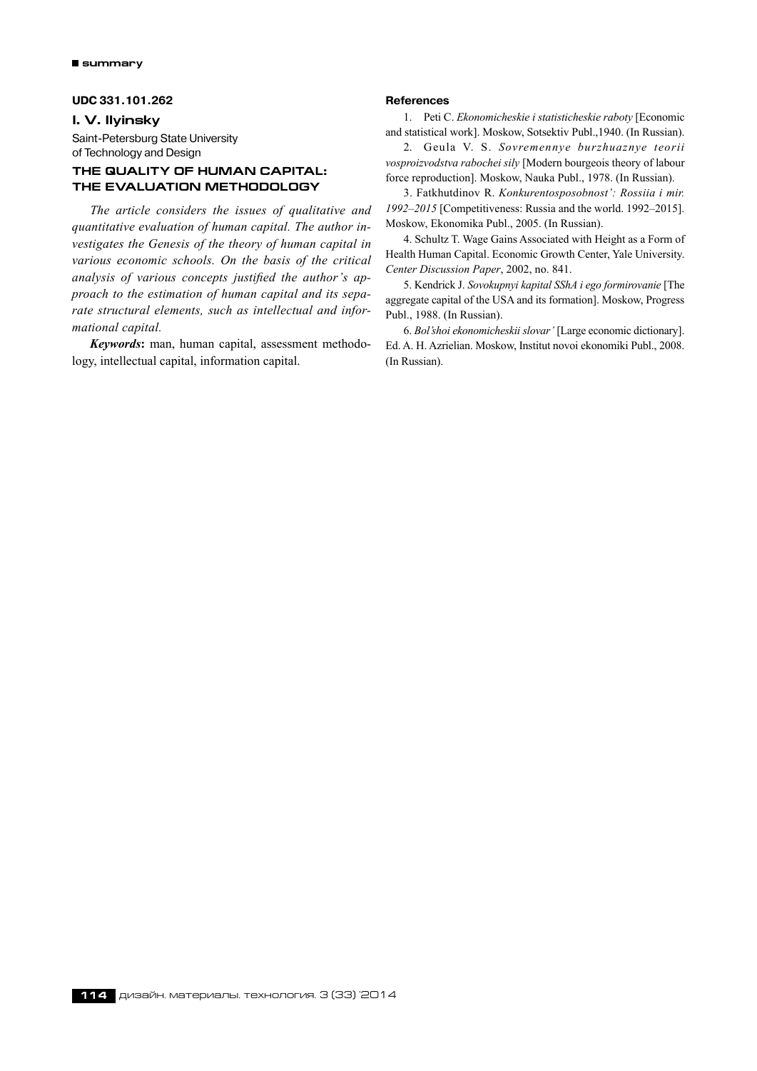UDC 331.101.262

**I. V. Ilyinsky**

Saint-Petersburg State University of Technology and Design

## THE QUALITY OF HUMAN CAPITAL: THE EVALUATION METHODOLOGY

*The article considers the issues of qualitative and quantitative evaluation of human capital. The author investigates the Genesis of the theory of human capital in various economic schools. On the basis of the critical analysis of various concepts justified the author's approach to the estimation of human capital and its separate structural elements, such as intellectual and informational capital.*

***Keywords*:** man, human capital, assessment methodology, intellectual capital, information capital.

### References

1. Peti C. *Ekonomicheskie i statisticheskie raboty* [Economic and statistical work]. Moskow, Sotsektiv Publ.,1940. (In Russian).
2. Geula V. S. *Sovremennye burzhuaznye teorii vosproizvodstva rabochei sily* [Modern bourgeois theory of labour force reproduction]. Moskow, Nauka Publ., 1978. (In Russian).
3. Fatkhutdinov R. *Konkurentosposobnost': Rossiia i mir. 1992–2015* [Competitiveness: Russia and the world. 1992–2015]. Moskow, Ekonomika Publ., 2005. (In Russian).
4. Schultz T. Wage Gains Associated with Height as a Form of Health Human Capital. Economic Growth Center, Yale University. *Center Discussion Paper*, 2002, no. 841.
5. Kendrick J. *Sovokupnyi kapital SShA i ego formirovanie* [The aggregate capital of the USA and its formation]. Moskow, Progress Publ., 1988. (In Russian).
6. *Bol'shoi ekonomicheskii slovar'* [Large economic dictionary]. Ed. A. H. Azrielian. Moskow, Institut novoi ekonomiki Publ., 2008. (In Russian).